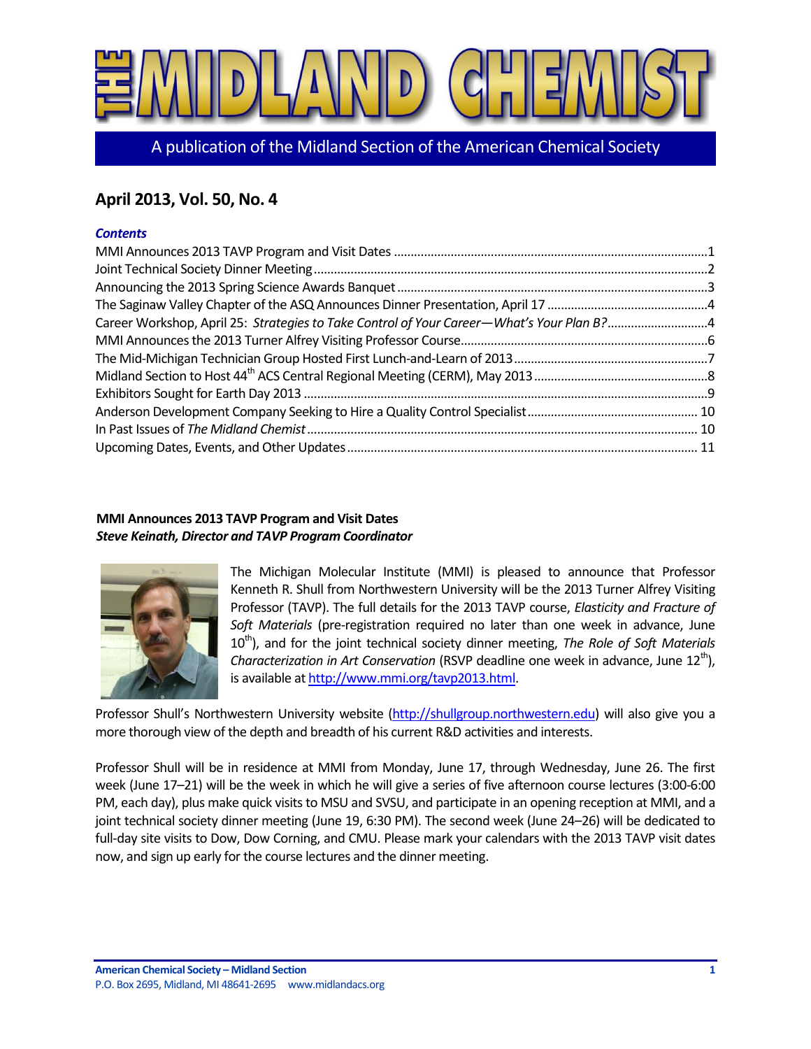// THE MIDLAND CHEMIST

A publication of the Midland Section of the American Chemical Society

## April 2013, Vol. 50, No. 4

### *Contents*

MMI Announces 2013 TAVP Program and Visit Dates ....................1
Joint Technical Society Dinner Meeting ....................2
Announcing the 2013 Spring Science Awards Banquet ....................3
The Saginaw Valley Chapter of the ASQ Announces Dinner Presentation, April 17 ....................4
Career Workshop, April 25: *Strategies to Take Control of Your Career—What's Your Plan B?* ....................4
MMI Announces the 2013 Turner Alfrey Visiting Professor Course ....................6
The Mid-Michigan Technician Group Hosted First Lunch-and-Learn of 2013 ....................7
Midland Section to Host 44th ACS Central Regional Meeting (CERM), May 2013 ....................8
Exhibitors Sought for Earth Day 2013 ....................9
Anderson Development Company Seeking to Hire a Quality Control Specialist ....................10
In Past Issues of *The Midland Chemist* ....................10
Upcoming Dates, Events, and Other Updates ....................11

### MMI Announces 2013 TAVP Program and Visit Dates

***Steve Keinath, Director and TAVP Program Coordinator***

The Michigan Molecular Institute (MMI) is pleased to announce that Professor Kenneth R. Shull from Northwestern University will be the 2013 Turner Alfrey Visiting Professor (TAVP). The full details for the 2013 TAVP course, *Elasticity and Fracture of Soft Materials* (pre-registration required no later than one week in advance, June 10th), and for the joint technical society dinner meeting, *The Role of Soft Materials Characterization in Art Conservation* (RSVP deadline one week in advance, June 12th), is available at http://www.mmi.org/tavp2013.html.

Professor Shull's Northwestern University website (http://shullgroup.northwestern.edu) will also give you a more thorough view of the depth and breadth of his current R&D activities and interests.

Professor Shull will be in residence at MMI from Monday, June 17, through Wednesday, June 26. The first week (June 17–21) will be the week in which he will give a series of five afternoon course lectures (3:00-6:00 PM, each day), plus make quick visits to MSU and SVSU, and participate in an opening reception at MMI, and a joint technical society dinner meeting (June 19, 6:30 PM). The second week (June 24–26) will be dedicated to full-day site visits to Dow, Dow Corning, and CMU. Please mark your calendars with the 2013 TAVP visit dates now, and sign up early for the course lectures and the dinner meeting.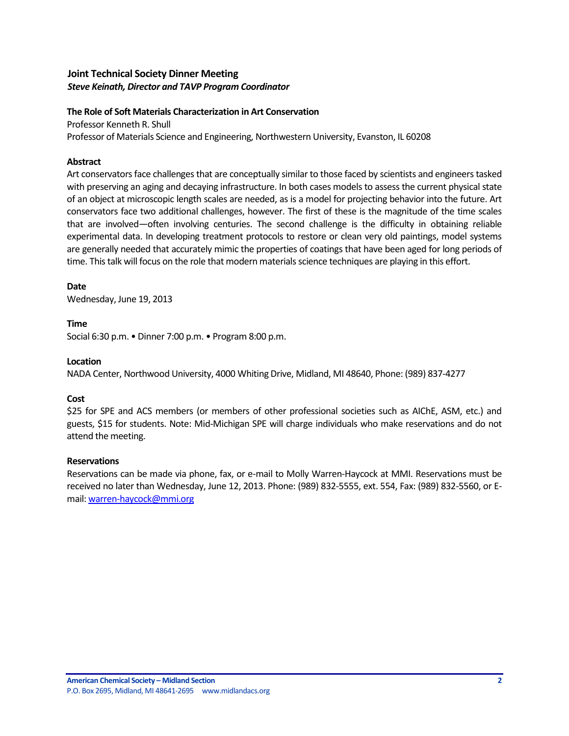## Joint Technical Society Dinner Meeting

***Steve Keinath, Director and TAVP Program Coordinator***

### The Role of Soft Materials Characterization in Art Conservation

Professor Kenneth R. Shull
Professor of Materials Science and Engineering, Northwestern University, Evanston, IL 60208

**Abstract**

Art conservators face challenges that are conceptually similar to those faced by scientists and engineers tasked with preserving an aging and decaying infrastructure. In both cases models to assess the current physical state of an object at microscopic length scales are needed, as is a model for projecting behavior into the future. Art conservators face two additional challenges, however. The first of these is the magnitude of the time scales that are involved—often involving centuries. The second challenge is the difficulty in obtaining reliable experimental data. In developing treatment protocols to restore or clean very old paintings, model systems are generally needed that accurately mimic the properties of coatings that have been aged for long periods of time. This talk will focus on the role that modern materials science techniques are playing in this effort.

**Date**

Wednesday, June 19, 2013

**Time**

Social 6:30 p.m. • Dinner 7:00 p.m. • Program 8:00 p.m.

**Location**

NADA Center, Northwood University, 4000 Whiting Drive, Midland, MI 48640, Phone: (989) 837-4277

**Cost**

$25 for SPE and ACS members (or members of other professional societies such as AIChE, ASM, etc.) and guests, $15 for students. Note: Mid-Michigan SPE will charge individuals who make reservations and do not attend the meeting.

**Reservations**

Reservations can be made via phone, fax, or e-mail to Molly Warren-Haycock at MMI. Reservations must be received no later than Wednesday, June 12, 2013. Phone: (989) 832-5555, ext. 554, Fax: (989) 832-5560, or E-mail: warren-haycock@mmi.org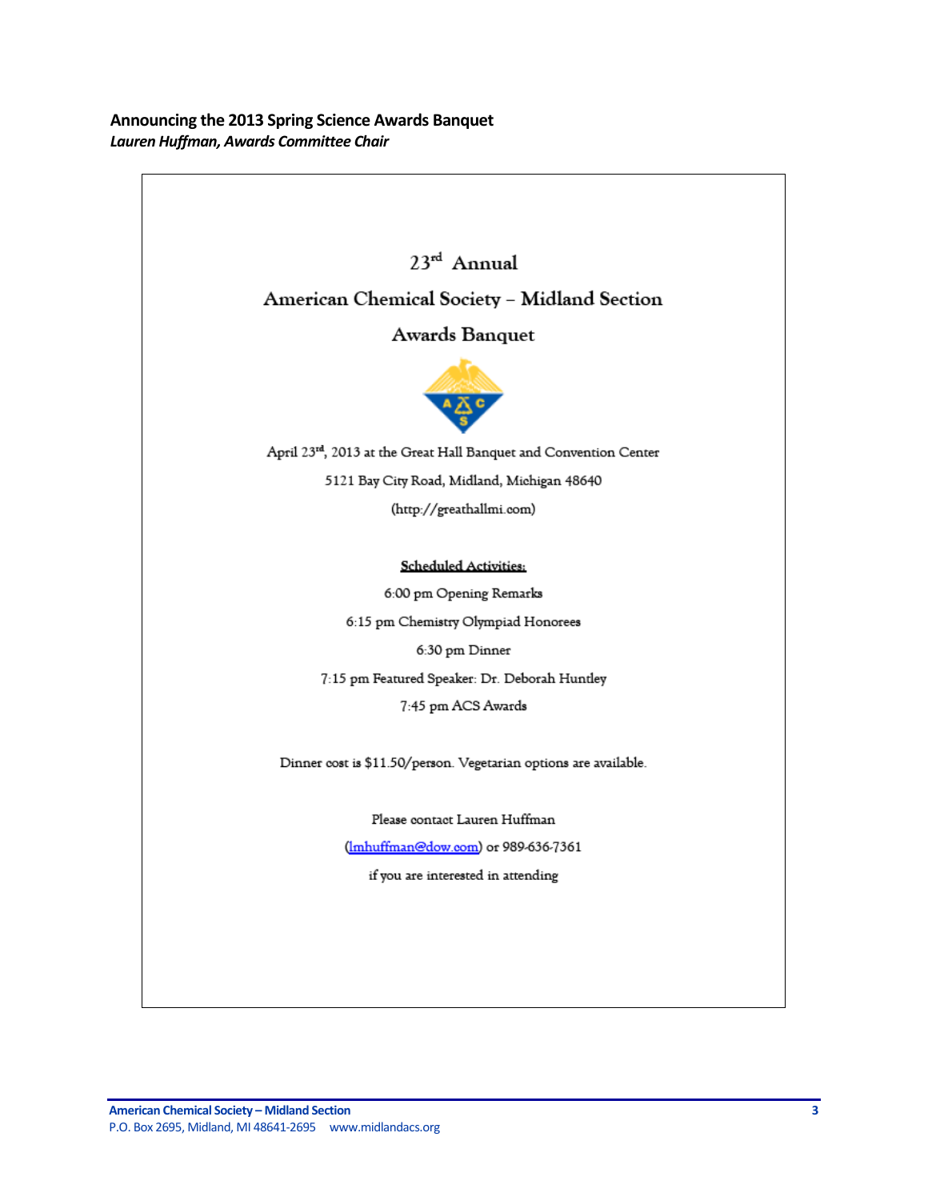**Announcing the 2013 Spring Science Awards Banquet**

***Lauren Huffman, Awards Committee Chair***

23rd Annual

American Chemical Society – Midland Section

Awards Banquet

April 23rd, 2013 at the Great Hall Banquet and Convention Center

5121 Bay City Road, Midland, Michigan 48640

(http://greathallmi.com)

<u>Scheduled Activities:</u>

6:00 pm Opening Remarks

6:15 pm Chemistry Olympiad Honorees

6:30 pm Dinner

7:15 pm Featured Speaker: Dr. Deborah Huntley

7:45 pm ACS Awards

Dinner cost is $11.50/person. Vegetarian options are available.

Please contact Lauren Huffman

(lmhuffman@dow.com) or 989-636-7361

if you are interested in attending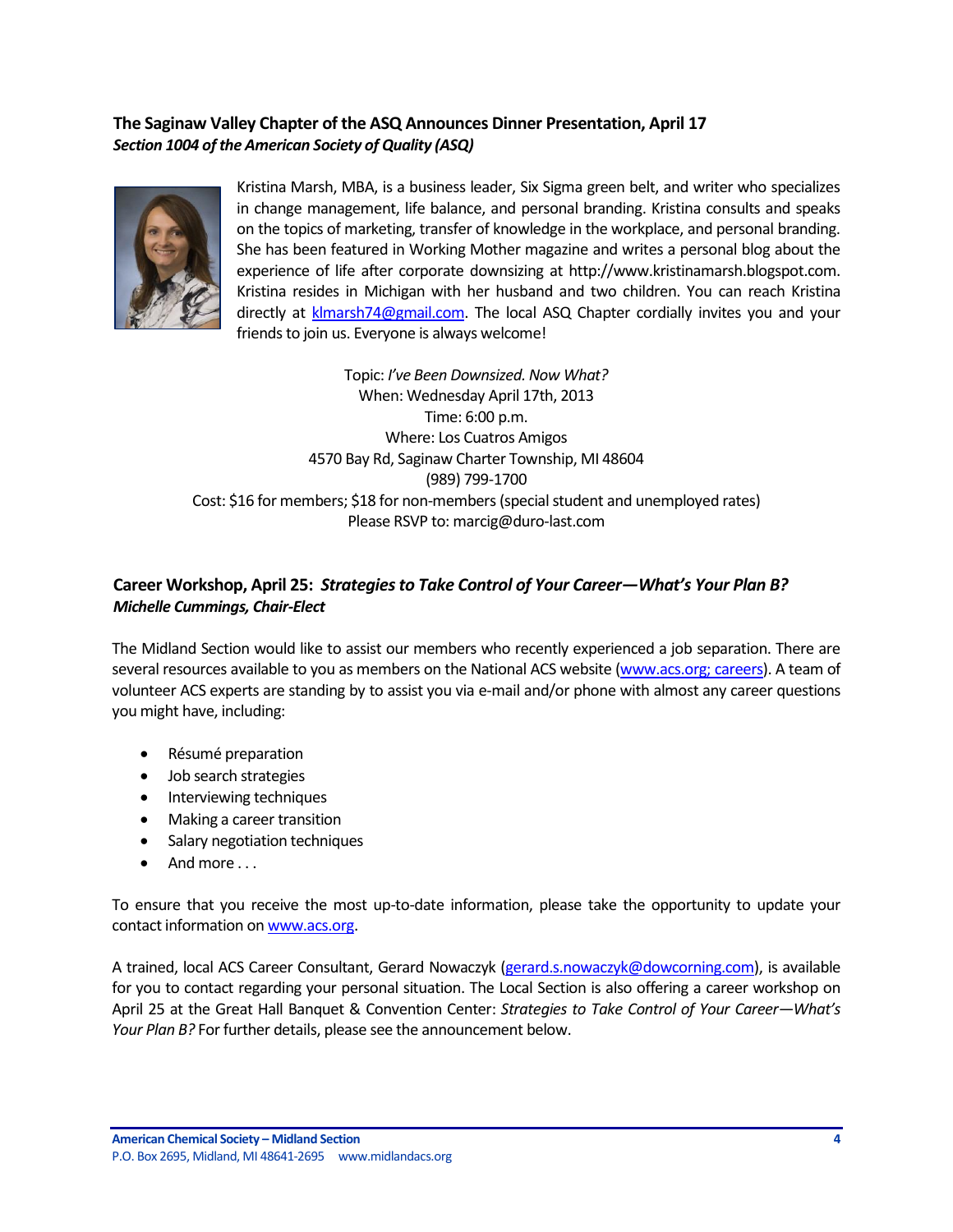## The Saginaw Valley Chapter of the ASQ Announces Dinner Presentation, April 17

***Section 1004 of the American Society of Quality (ASQ)***

Kristina Marsh, MBA, is a business leader, Six Sigma green belt, and writer who specializes in change management, life balance, and personal branding. Kristina consults and speaks on the topics of marketing, transfer of knowledge in the workplace, and personal branding. She has been featured in Working Mother magazine and writes a personal blog about the experience of life after corporate downsizing at http://www.kristinamarsh.blogspot.com. Kristina resides in Michigan with her husband and two children. You can reach Kristina directly at klmarsh74@gmail.com. The local ASQ Chapter cordially invites you and your friends to join us. Everyone is always welcome!

Topic: *I've Been Downsized. Now What?*
When: Wednesday April 17th, 2013
Time: 6:00 p.m.
Where: Los Cuatros Amigos
4570 Bay Rd, Saginaw Charter Township, MI 48604
(989) 799-1700
Cost: $16 for members; $18 for non-members (special student and unemployed rates)
Please RSVP to: marcig@duro-last.com

## Career Workshop, April 25: *Strategies to Take Control of Your Career—What's Your Plan B?*

***Michelle Cummings, Chair-Elect***

The Midland Section would like to assist our members who recently experienced a job separation. There are several resources available to you as members on the National ACS website (www.acs.org; careers). A team of volunteer ACS experts are standing by to assist you via e-mail and/or phone with almost any career questions you might have, including:

- Résumé preparation
- Job search strategies
- Interviewing techniques
- Making a career transition
- Salary negotiation techniques
- And more . . .

To ensure that you receive the most up-to-date information, please take the opportunity to update your contact information on www.acs.org.

A trained, local ACS Career Consultant, Gerard Nowaczyk (gerard.s.nowaczyk@dowcorning.com), is available for you to contact regarding your personal situation. The Local Section is also offering a career workshop on April 25 at the Great Hall Banquet & Convention Center: *Strategies to Take Control of Your Career—What's Your Plan B?* For further details, please see the announcement below.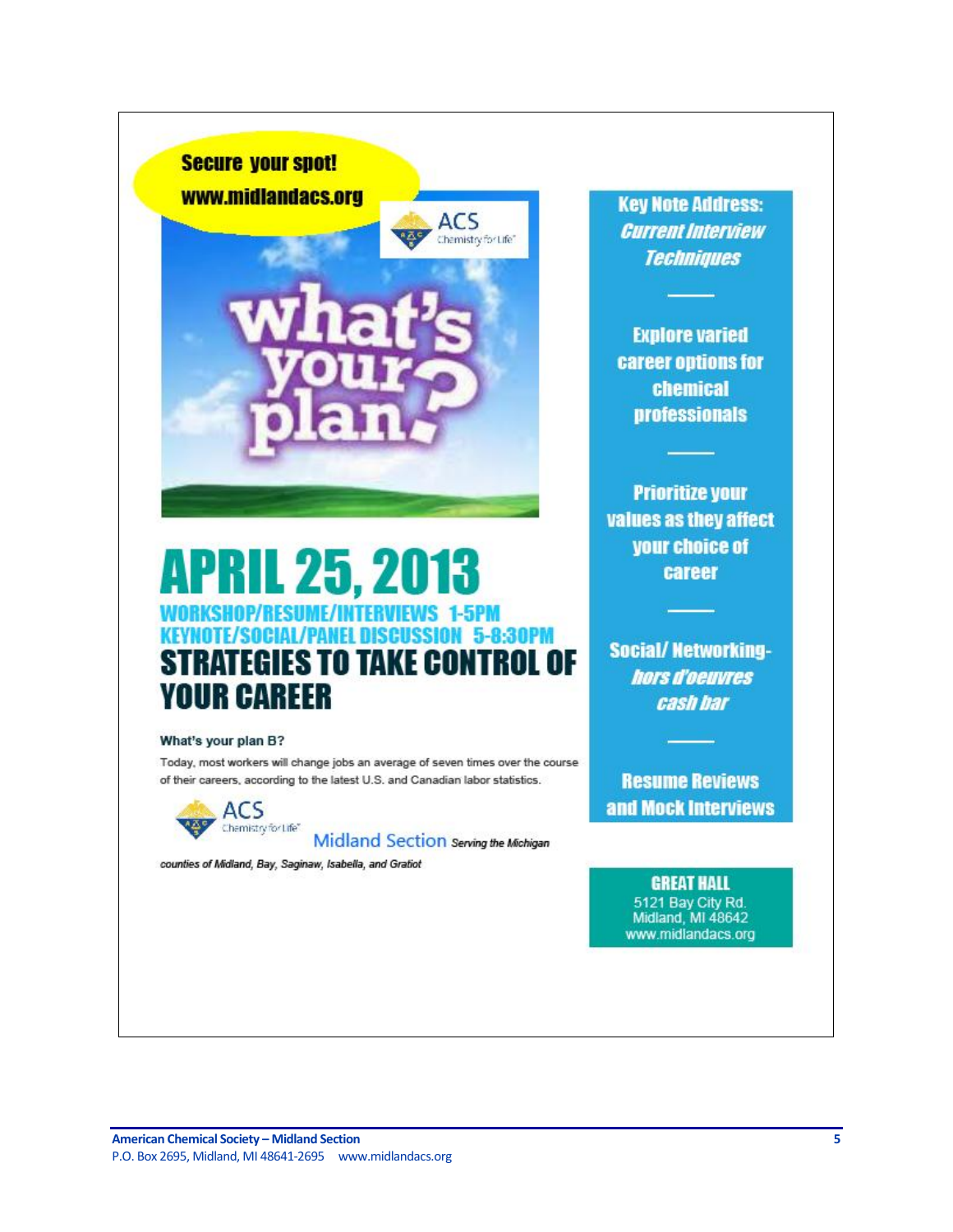**Secure your spot!**
**www.midlandacs.org**

ACS Chemistry for Life

what's your plan?

# APRIL 25, 2013

## WORKSHOP/RESUME/INTERVIEWS 1-5PM
## KEYNOTE/SOCIAL/PANEL DISCUSSION 5-8:30PM

# STRATEGIES TO TAKE CONTROL OF YOUR CAREER

**What's your plan B?**

Today, most workers will change jobs an average of seven times over the course of their careers, according to the latest U.S. and Canadian labor statistics.

ACS Chemistry for Life — Midland Section *Serving the Michigan counties of Midland, Bay, Saginaw, Isabella, and Gratiot*

**Key Note Address:**
***Current Interview Techniques***

---

**Explore varied career options for chemical professionals**

---

**Prioritize your values as they affect your choice of career**

---

**Social/ Networking-**
***hors d'oeuvres***
***cash bar***

---

**Resume Reviews and Mock Interviews**

**GREAT HALL**
5121 Bay City Rd.
Midland, MI 48642
www.midlandacs.org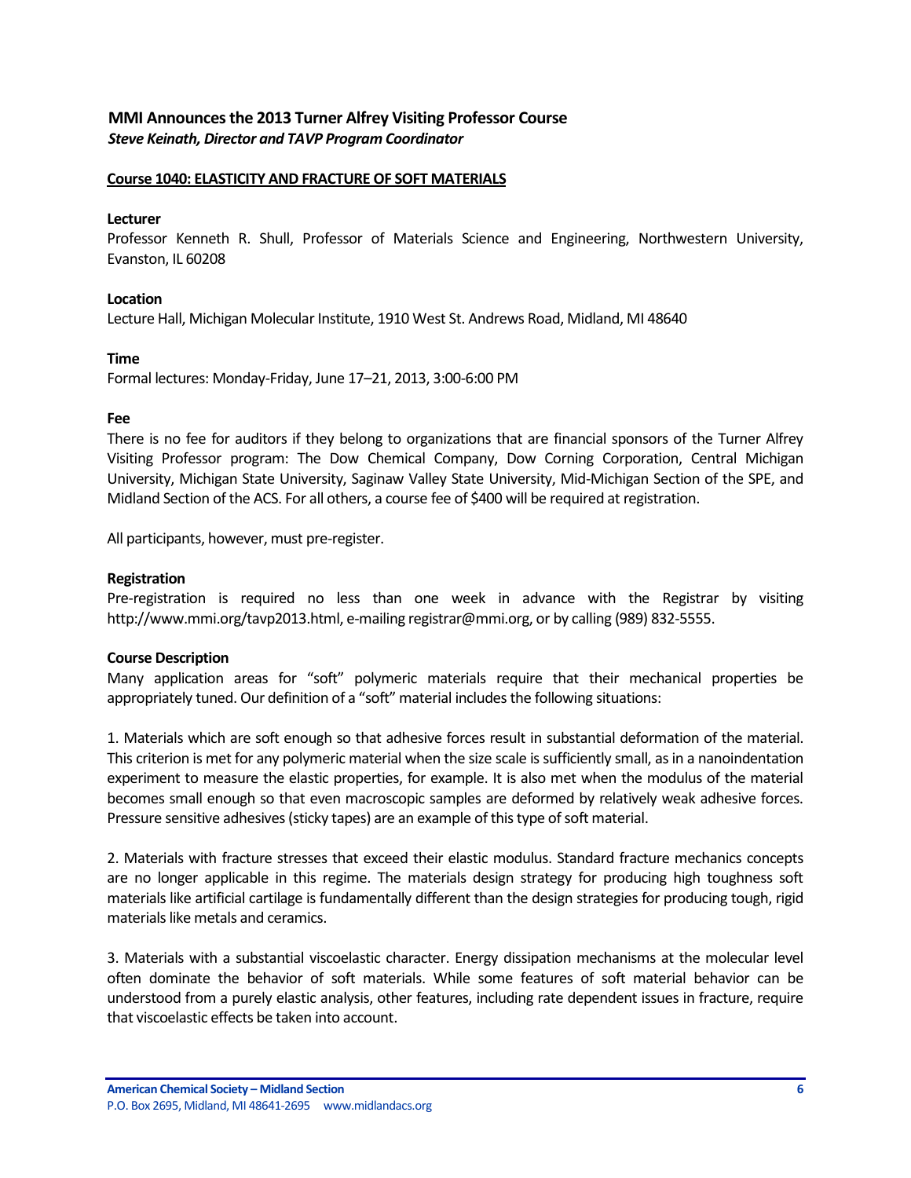## MMI Announces the 2013 Turner Alfrey Visiting Professor Course

***Steve Keinath, Director and TAVP Program Coordinator***

### Course 1040: ELASTICITY AND FRACTURE OF SOFT MATERIALS

**Lecturer**

Professor Kenneth R. Shull, Professor of Materials Science and Engineering, Northwestern University, Evanston, IL 60208

**Location**

Lecture Hall, Michigan Molecular Institute, 1910 West St. Andrews Road, Midland, MI 48640

**Time**

Formal lectures: Monday-Friday, June 17–21, 2013, 3:00-6:00 PM

**Fee**

There is no fee for auditors if they belong to organizations that are financial sponsors of the Turner Alfrey Visiting Professor program: The Dow Chemical Company, Dow Corning Corporation, Central Michigan University, Michigan State University, Saginaw Valley State University, Mid-Michigan Section of the SPE, and Midland Section of the ACS. For all others, a course fee of $400 will be required at registration.

All participants, however, must pre-register.

**Registration**

Pre-registration is required no less than one week in advance with the Registrar by visiting http://www.mmi.org/tavp2013.html, e-mailing registrar@mmi.org, or by calling (989) 832-5555.

**Course Description**

Many application areas for "soft" polymeric materials require that their mechanical properties be appropriately tuned. Our definition of a "soft" material includes the following situations:

1. Materials which are soft enough so that adhesive forces result in substantial deformation of the material. This criterion is met for any polymeric material when the size scale is sufficiently small, as in a nanoindentation experiment to measure the elastic properties, for example. It is also met when the modulus of the material becomes small enough so that even macroscopic samples are deformed by relatively weak adhesive forces. Pressure sensitive adhesives (sticky tapes) are an example of this type of soft material.

2. Materials with fracture stresses that exceed their elastic modulus. Standard fracture mechanics concepts are no longer applicable in this regime. The materials design strategy for producing high toughness soft materials like artificial cartilage is fundamentally different than the design strategies for producing tough, rigid materials like metals and ceramics.

3. Materials with a substantial viscoelastic character. Energy dissipation mechanisms at the molecular level often dominate the behavior of soft materials. While some features of soft material behavior can be understood from a purely elastic analysis, other features, including rate dependent issues in fracture, require that viscoelastic effects be taken into account.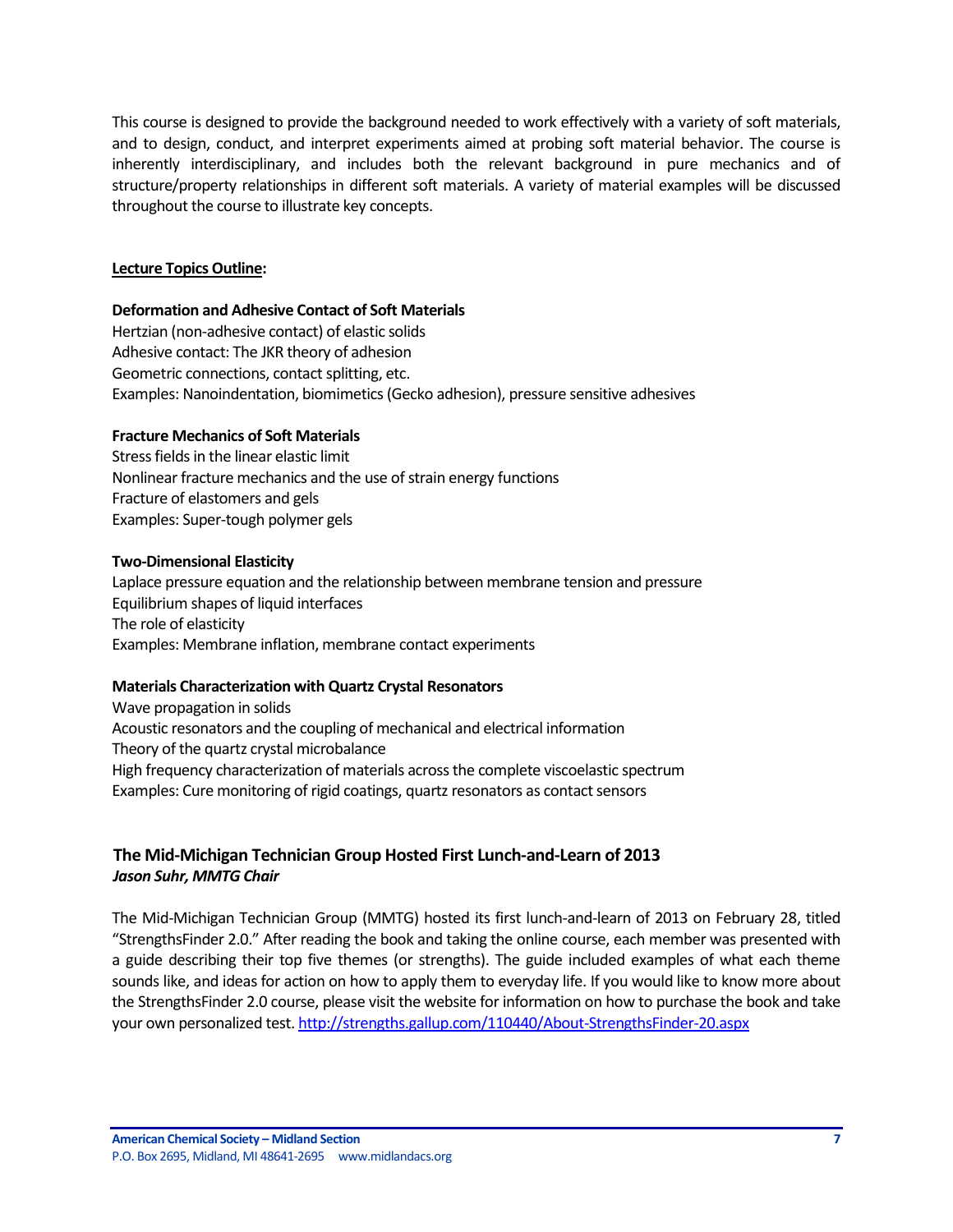This course is designed to provide the background needed to work effectively with a variety of soft materials, and to design, conduct, and interpret experiments aimed at probing soft material behavior. The course is inherently interdisciplinary, and includes both the relevant background in pure mechanics and of structure/property relationships in different soft materials. A variety of material examples will be discussed throughout the course to illustrate key concepts.

**Lecture Topics Outline:**

**Deformation and Adhesive Contact of Soft Materials**
Hertzian (non-adhesive contact) of elastic solids
Adhesive contact: The JKR theory of adhesion
Geometric connections, contact splitting, etc.
Examples: Nanoindentation, biomimetics (Gecko adhesion), pressure sensitive adhesives

**Fracture Mechanics of Soft Materials**
Stress fields in the linear elastic limit
Nonlinear fracture mechanics and the use of strain energy functions
Fracture of elastomers and gels
Examples: Super-tough polymer gels

**Two-Dimensional Elasticity**
Laplace pressure equation and the relationship between membrane tension and pressure
Equilibrium shapes of liquid interfaces
The role of elasticity
Examples: Membrane inflation, membrane contact experiments

**Materials Characterization with Quartz Crystal Resonators**
Wave propagation in solids
Acoustic resonators and the coupling of mechanical and electrical information
Theory of the quartz crystal microbalance
High frequency characterization of materials across the complete viscoelastic spectrum
Examples: Cure monitoring of rigid coatings, quartz resonators as contact sensors

## The Mid-Michigan Technician Group Hosted First Lunch-and-Learn of 2013

***Jason Suhr, MMTG Chair***

The Mid-Michigan Technician Group (MMTG) hosted its first lunch-and-learn of 2013 on February 28, titled "StrengthsFinder 2.0." After reading the book and taking the online course, each member was presented with a guide describing their top five themes (or strengths). The guide included examples of what each theme sounds like, and ideas for action on how to apply them to everyday life. If you would like to know more about the StrengthsFinder 2.0 course, please visit the website for information on how to purchase the book and take your own personalized test. http://strengths.gallup.com/110440/About-StrengthsFinder-20.aspx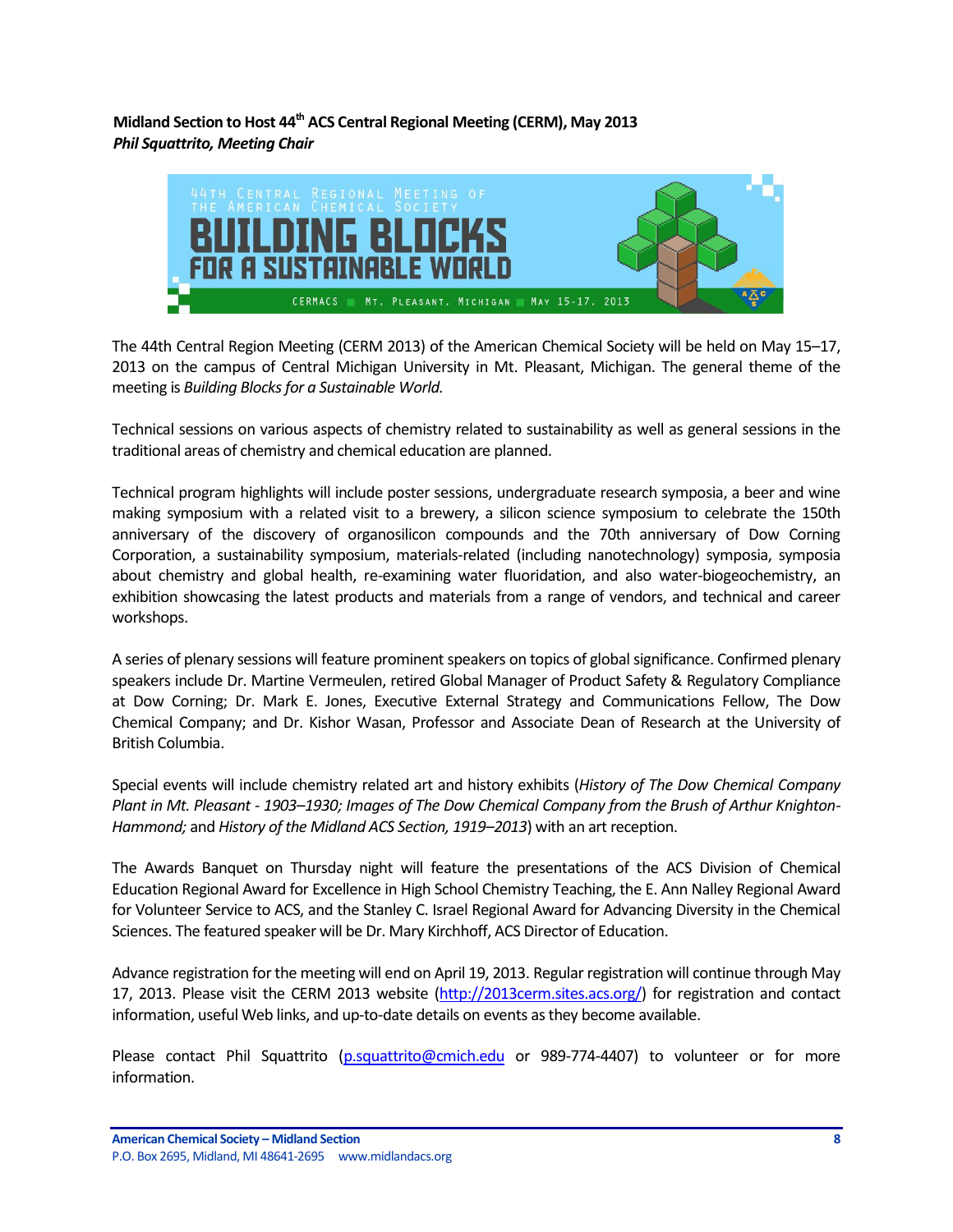**Midland Section to Host 44th ACS Central Regional Meeting (CERM), May 2013**
***Phil Squattrito, Meeting Chair***

The 44th Central Region Meeting (CERM 2013) of the American Chemical Society will be held on May 15–17, 2013 on the campus of Central Michigan University in Mt. Pleasant, Michigan. The general theme of the meeting is *Building Blocks for a Sustainable World.*

Technical sessions on various aspects of chemistry related to sustainability as well as general sessions in the traditional areas of chemistry and chemical education are planned.

Technical program highlights will include poster sessions, undergraduate research symposia, a beer and wine making symposium with a related visit to a brewery, a silicon science symposium to celebrate the 150th anniversary of the discovery of organosilicon compounds and the 70th anniversary of Dow Corning Corporation, a sustainability symposium, materials-related (including nanotechnology) symposium, symposia about chemistry and global health, re-examining water fluoridation, and also water-biogeochemistry, an exhibition showcasing the latest products and materials from a range of vendors, and technical and career workshops.

A series of plenary sessions will feature prominent speakers on topics of global significance. Confirmed plenary speakers include Dr. Martine Vermeulen, retired Global Manager of Product Safety & Regulatory Compliance at Dow Corning; Dr. Mark E. Jones, Executive External Strategy and Communications Fellow, The Dow Chemical Company; and Dr. Kishor Wasan, Professor and Associate Dean of Research at the University of British Columbia.

Special events will include chemistry related art and history exhibits (*History of The Dow Chemical Company Plant in Mt. Pleasant - 1903–1930; Images of The Dow Chemical Company from the Brush of Arthur Knighton-Hammond;* and *History of the Midland ACS Section, 1919–2013*) with an art reception.

The Awards Banquet on Thursday night will feature the presentations of the ACS Division of Chemical Education Regional Award for Excellence in High School Chemistry Teaching, the E. Ann Nalley Regional Award for Volunteer Service to ACS, and the Stanley C. Israel Regional Award for Advancing Diversity in the Chemical Sciences. The featured speaker will be Dr. Mary Kirchhoff, ACS Director of Education.

Advance registration for the meeting will end on April 19, 2013. Regular registration will continue through May 17, 2013. Please visit the CERM 2013 website (http://2013cerm.sites.acs.org/) for registration and contact information, useful Web links, and up-to-date details on events as they become available.

Please contact Phil Squattrito (p.squattrito@cmich.edu or 989-774-4407) to volunteer or for more information.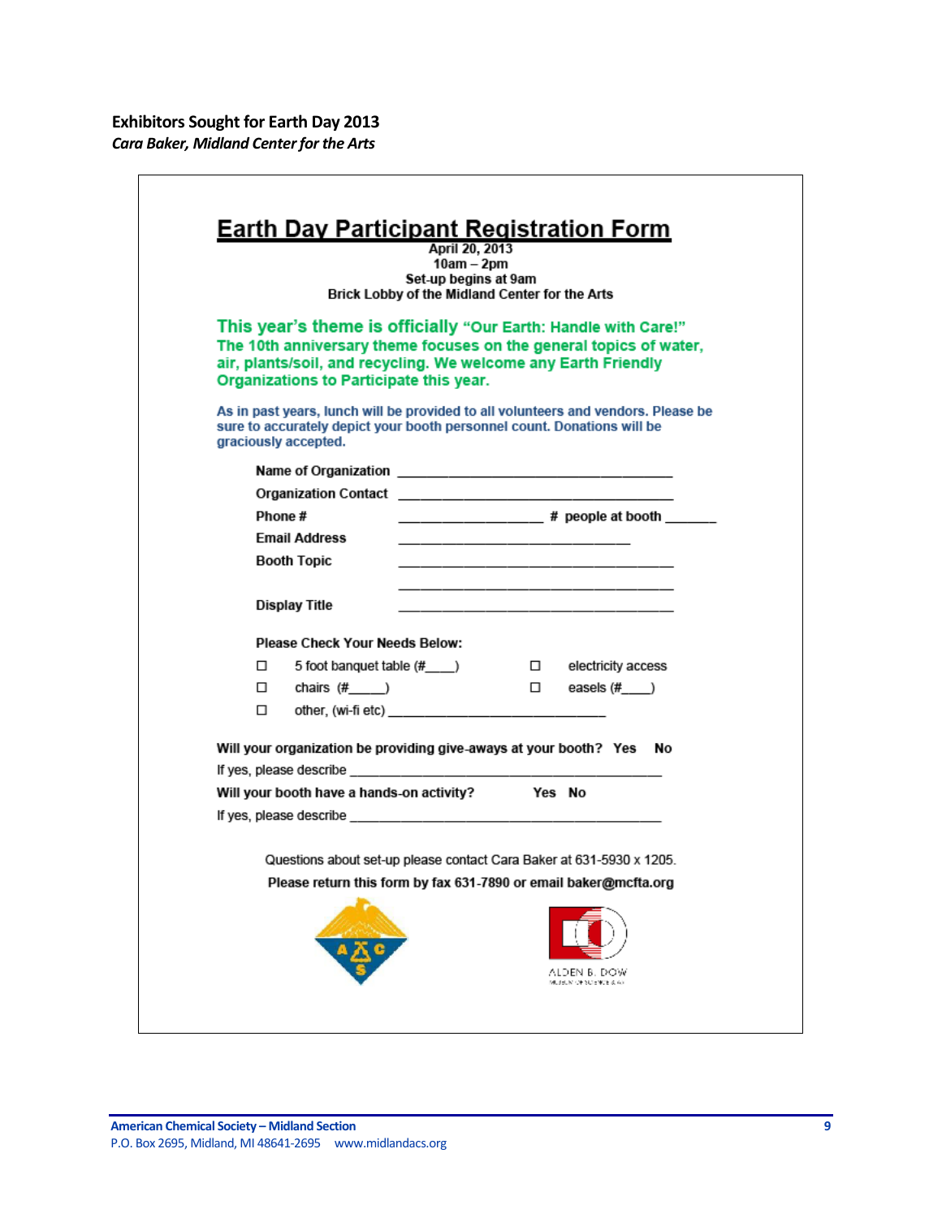## Exhibitors Sought for Earth Day 2013

*Cara Baker, Midland Center for the Arts*

# Earth Day Participant Registration Form

**April 20, 2013**
**10am – 2pm**
**Set-up begins at 9am**
**Brick Lobby of the Midland Center for the Arts**

**This year's theme is officially "Our Earth: Handle with Care!" The 10th anniversary theme focuses on the general topics of water, air, plants/soil, and recycling. We welcome any Earth Friendly Organizations to Participate this year.**

**As in past years, lunch will be provided to all volunteers and vendors. Please be sure to accurately depict your booth personnel count. Donations will be graciously accepted.**

Name of Organization ___________________________________

Organization Contact ___________________________________

Phone # ___________________ # people at booth _______

Email Address ______________________________

Booth Topic ___________________________________

___________________________________

Display Title ___________________________________

**Please Check Your Needs Below:**

- ☐ 5 foot banquet table (#____)
- ☐ electricity access
- ☐ chairs (#_____)
- ☐ easels (#____)
- ☐ other, (wi-fi etc) ______________________________

**Will your organization be providing give-aways at your booth? Yes No**

If yes, please describe _____________________________________________

**Will your booth have a hands-on activity? Yes No**

If yes, please describe _____________________________________________

Questions about set-up please contact Cara Baker at 631-5930 x 1205.

**Please return this form by fax 631-7890 or email baker@mcfta.org**

ALDEN B. DOW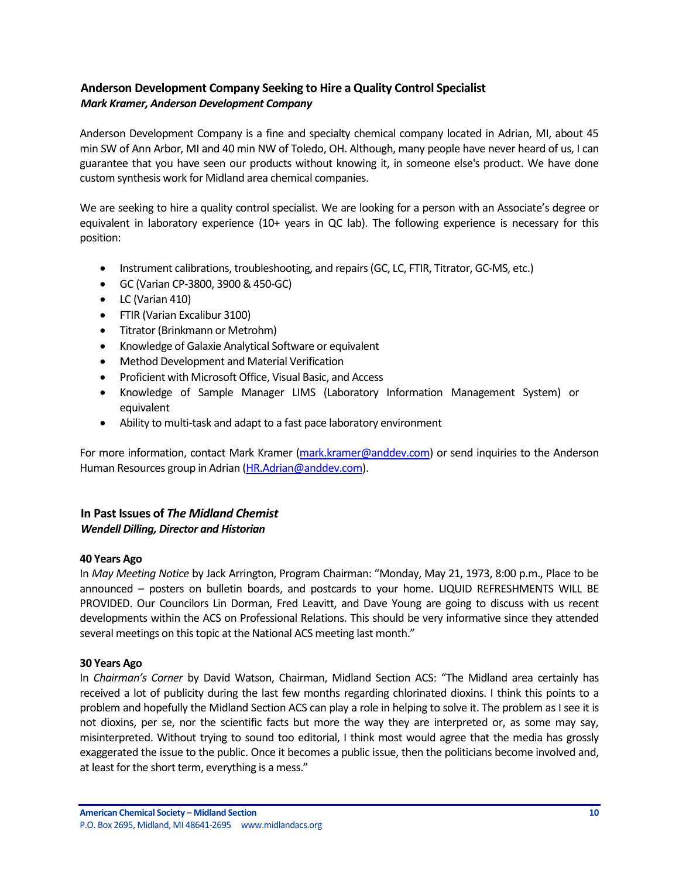## Anderson Development Company Seeking to Hire a Quality Control Specialist

***Mark Kramer, Anderson Development Company***

Anderson Development Company is a fine and specialty chemical company located in Adrian, MI, about 45 min SW of Ann Arbor, MI and 40 min NW of Toledo, OH. Although, many people have never heard of us, I can guarantee that you have seen our products without knowing it, in someone else's product. We have done custom synthesis work for Midland area chemical companies.

We are seeking to hire a quality control specialist. We are looking for a person with an Associate's degree or equivalent in laboratory experience (10+ years in QC lab). The following experience is necessary for this position:

- Instrument calibrations, troubleshooting, and repairs (GC, LC, FTIR, Titrator, GC-MS, etc.)
- GC (Varian CP-3800, 3900 & 450-GC)
- LC (Varian 410)
- FTIR (Varian Excalibur 3100)
- Titrator (Brinkmann or Metrohm)
- Knowledge of Galaxie Analytical Software or equivalent
- Method Development and Material Verification
- Proficient with Microsoft Office, Visual Basic, and Access
- Knowledge of Sample Manager LIMS (Laboratory Information Management System) or equivalent
- Ability to multi-task and adapt to a fast pace laboratory environment

For more information, contact Mark Kramer (mark.kramer@anddev.com) or send inquiries to the Anderson Human Resources group in Adrian (HR.Adrian@anddev.com).

## In Past Issues of *The Midland Chemist*

***Wendell Dilling, Director and Historian***

### 40 Years Ago

In *May Meeting Notice* by Jack Arrington, Program Chairman: "Monday, May 21, 1973, 8:00 p.m., Place to be announced – posters on bulletin boards, and postcards to your home. LIQUID REFRESHMENTS WILL BE PROVIDED. Our Councilors Lin Dorman, Fred Leavitt, and Dave Young are going to discuss with us recent developments within the ACS on Professional Relations. This should be very informative since they attended several meetings on this topic at the National ACS meeting last month."

### 30 Years Ago

In *Chairman's Corner* by David Watson, Chairman, Midland Section ACS: "The Midland area certainly has received a lot of publicity during the last few months regarding chlorinated dioxins. I think this points to a problem and hopefully the Midland Section ACS can play a role in helping to solve it. The problem as I see it is not dioxins, per se, nor the scientific facts but more the way they are interpreted or, as some may say, misinterpreted. Without trying to sound too editorial, I think most would agree that the media has grossly exaggerated the issue to the public. Once it becomes a public issue, then the politicians become involved and, at least for the short term, everything is a mess."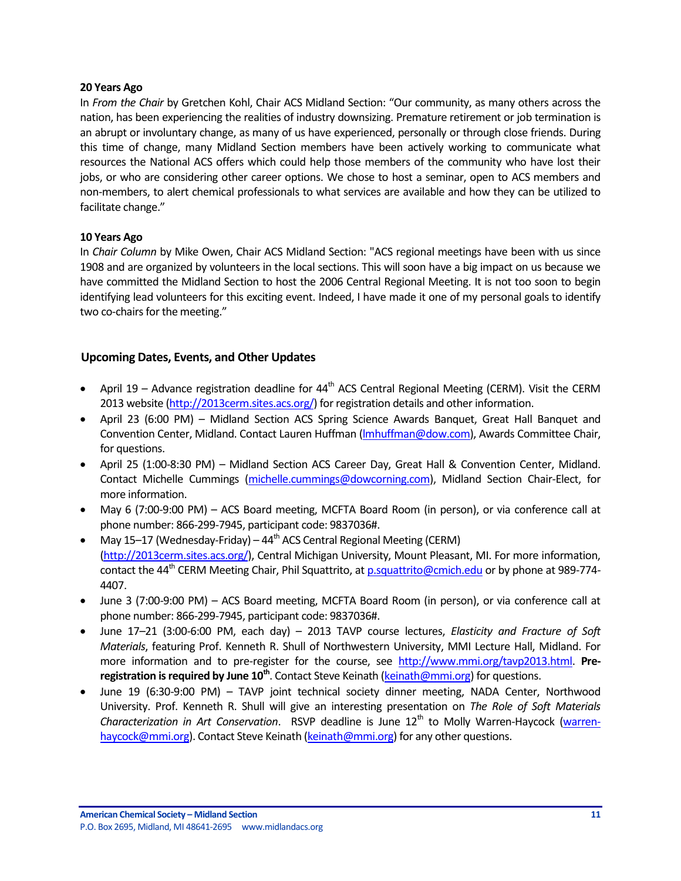**20 Years Ago**

In *From the Chair* by Gretchen Kohl, Chair ACS Midland Section: "Our community, as many others across the nation, has been experiencing the realities of industry downsizing. Premature retirement or job termination is an abrupt or involuntary change, as many of us have experienced, personally or through close friends. During this time of change, many Midland Section members have been actively working to communicate what resources the National ACS offers which could help those members of the community who have lost their jobs, or who are considering other career options. We chose to host a seminar, open to ACS members and non-members, to alert chemical professionals to what services are available and how they can be utilized to facilitate change."

**10 Years Ago**

In *Chair Column* by Mike Owen, Chair ACS Midland Section: "ACS regional meetings have been with us since 1908 and are organized by volunteers in the local sections. This will soon have a big impact on us because we have committed the Midland Section to host the 2006 Central Regional Meeting. It is not too soon to begin identifying lead volunteers for this exciting event. Indeed, I have made it one of my personal goals to identify two co-chairs for the meeting."

## Upcoming Dates, Events, and Other Updates

- April 19 – Advance registration deadline for 44th ACS Central Regional Meeting (CERM). Visit the CERM 2013 website (http://2013cerm.sites.acs.org/) for registration details and other information.
- April 23 (6:00 PM) – Midland Section ACS Spring Science Awards Banquet, Great Hall Banquet and Convention Center, Midland. Contact Lauren Huffman (lmhuffman@dow.com), Awards Committee Chair, for questions.
- April 25 (1:00-8:30 PM) – Midland Section ACS Career Day, Great Hall & Convention Center, Midland. Contact Michelle Cummings (michelle.cummings@dowcorning.com), Midland Section Chair-Elect, for more information.
- May 6 (7:00-9:00 PM) – ACS Board meeting, MCFTA Board Room (in person), or via conference call at phone number: 866-299-7945, participant code: 9837036#.
- May 15–17 (Wednesday-Friday) – 44th ACS Central Regional Meeting (CERM) (http://2013cerm.sites.acs.org/), Central Michigan University, Mount Pleasant, MI. For more information, contact the 44th CERM Meeting Chair, Phil Squattrito, at p.squattrito@cmich.edu or by phone at 989-774-4407.
- June 3 (7:00-9:00 PM) – ACS Board meeting, MCFTA Board Room (in person), or via conference call at phone number: 866-299-7945, participant code: 9837036#.
- June 17–21 (3:00-6:00 PM, each day) – 2013 TAVP course lectures, *Elasticity and Fracture of Soft Materials*, featuring Prof. Kenneth R. Shull of Northwestern University, MMI Lecture Hall, Midland. For more information and to pre-register for the course, see http://www.mmi.org/tavp2013.html. **Pre-registration is required by June 10th**. Contact Steve Keinath (keinath@mmi.org) for questions.
- June 19 (6:30-9:00 PM) – TAVP joint technical society dinner meeting, NADA Center, Northwood University. Prof. Kenneth R. Shull will give an interesting presentation on *The Role of Soft Materials Characterization in Art Conservation*. RSVP deadline is June 12th to Molly Warren-Haycock (warren-haycock@mmi.org). Contact Steve Keinath (keinath@mmi.org) for any other questions.